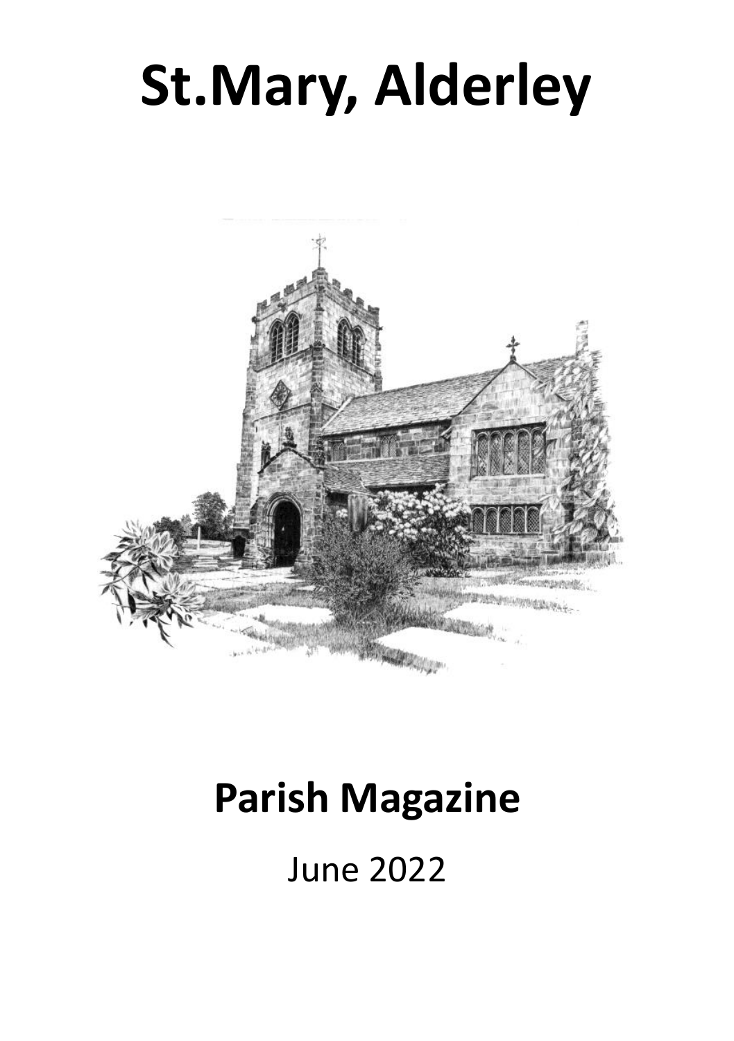# St.Mary, Alderley

# Parish Magazine

June 2022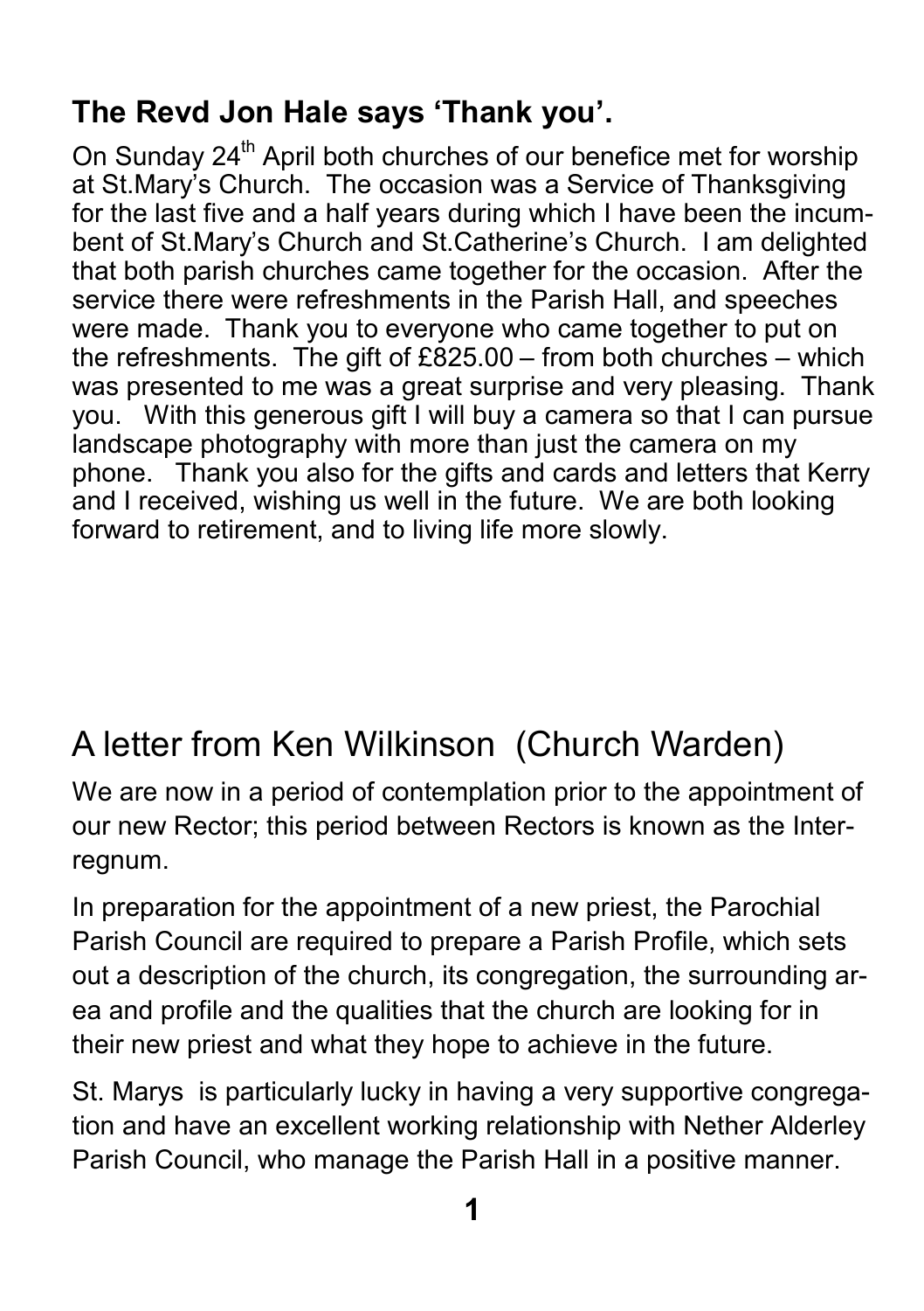## The Revd Jon Hale says 'Thank you'.

On Sunday 24th April both churches of our benefice met for worship at St.Mary's Church. The occasion was a Service of Thanksgiving for the last five and a half years during which I have been the incumbent of St.Mary's Church and St.Catherine's Church. I am delighted that both parish churches came together for the occasion. After the service there were refreshments in the Parish Hall, and speeches were made. Thank you to everyone who came together to put on the refreshments. The gift of £825.00 – from both churches – which was presented to me was a great surprise and very pleasing. Thank you. With this generous gift I will buy a camera so that I can pursue landscape photography with more than just the camera on my phone. Thank you also for the gifts and cards and letters that Kerry and I received, wishing us well in the future. We are both looking forward to retirement, and to living life more slowly.

## A letter from Ken Wilkinson (Church Warden)

We are now in a period of contemplation prior to the appointment of our new Rector; this period between Rectors is known as the Interregnum.

In preparation for the appointment of a new priest, the Parochial Parish Council are required to prepare a Parish Profile, which sets out a description of the church, its congregation, the surrounding area and profile and the qualities that the church are looking for in their new priest and what they hope to achieve in the future.

St. Marys is particularly lucky in having a very supportive congregation and have an excellent working relationship with Nether Alderley Parish Council, who manage the Parish Hall in a positive manner.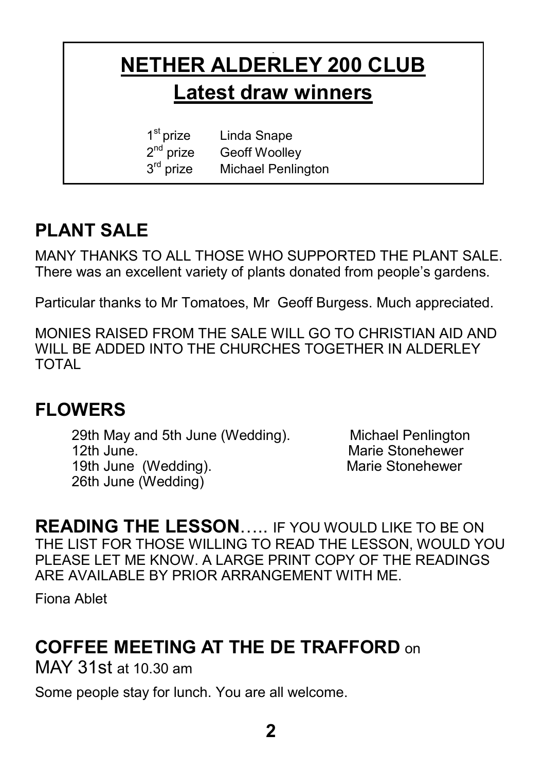# NETHER ALDERLEY 200 CLUB

## Latest draw winners

| | |
|---|---|
| 1st prize | Linda Snape |
| 2nd prize | Geoff Woolley |
| 3rd prize | Michael Penlington |

## PLANT SALE

MANY THANKS TO ALL THOSE WHO SUPPORTED THE PLANT SALE. There was an excellent variety of plants donated from people's gardens.

Particular thanks to Mr Tomatoes, Mr Geoff Burgess. Much appreciated.

MONIES RAISED FROM THE SALE WILL GO TO CHRISTIAN AID AND WILL BE ADDED INTO THE CHURCHES TOGETHER IN ALDERLEY TOTAL

## FLOWERS

| | |
|---|---|
| 29th May and 5th June (Wedding). | Michael Penlington |
| 12th June. | Marie Stonehewer |
| 19th June (Wedding). | Marie Stonehewer |
| 26th June (Wedding) | |

**READING THE LESSON**….. IF YOU WOULD LIKE TO BE ON THE LIST FOR THOSE WILLING TO READ THE LESSON, WOULD YOU PLEASE LET ME KNOW. A LARGE PRINT COPY OF THE READINGS ARE AVAILABLE BY PRIOR ARRANGEMENT WITH ME.

Fiona Ablet

## COFFEE MEETING AT THE DE TRAFFORD on MAY 31st at 10.30 am

Some people stay for lunch. You are all welcome.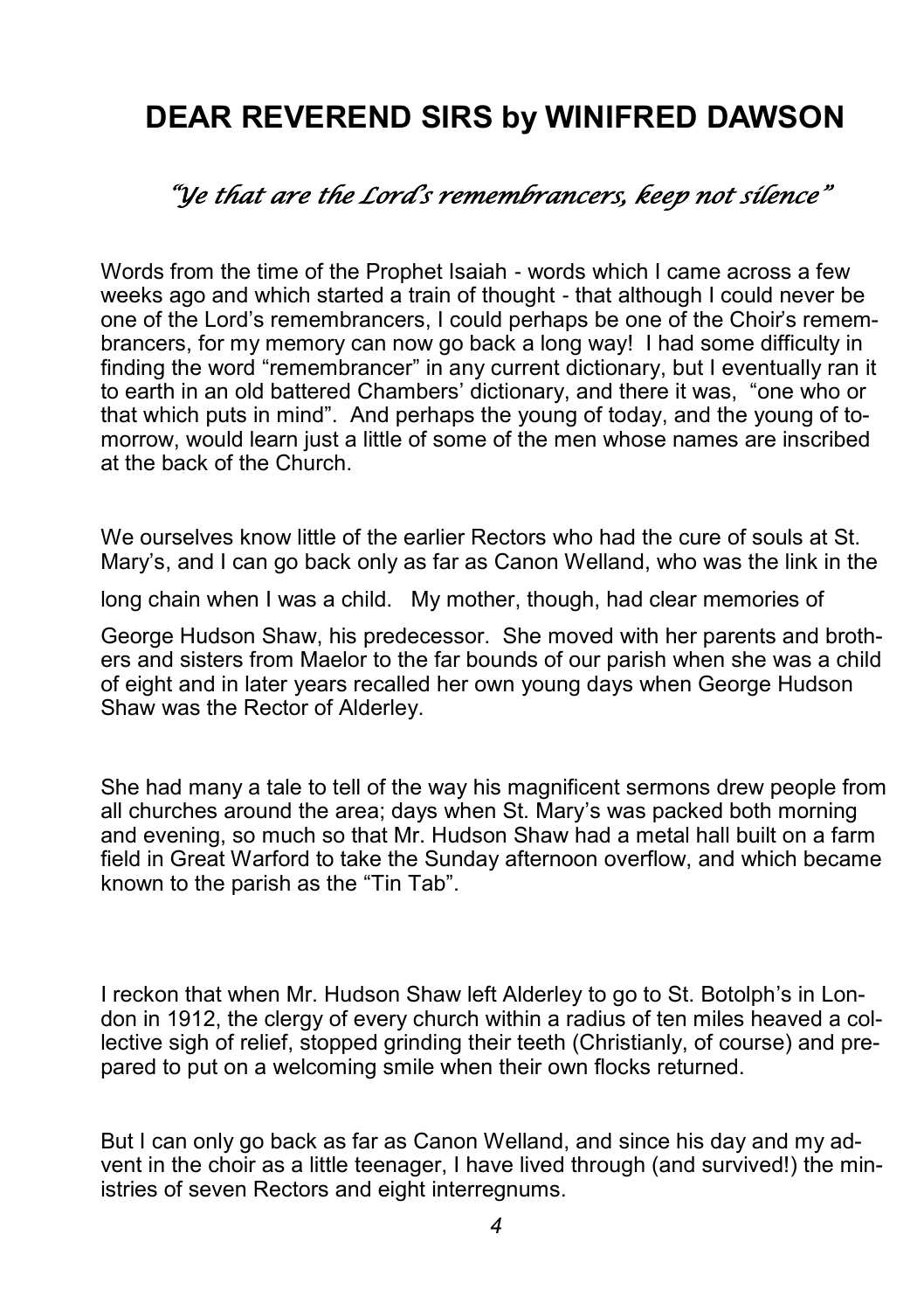# DEAR REVEREND SIRS by WINIFRED DAWSON

*"Ye that are the Lord's remembrancers, keep not silence"*

Words from the time of the Prophet Isaiah - words which I came across a few weeks ago and which started a train of thought - that although I could never be one of the Lord's remembrancers, I could perhaps be one of the Choir's remembrancers, for my memory can now go back a long way! I had some difficulty in finding the word "remembrancer" in any current dictionary, but I eventually ran it to earth in an old battered Chambers' dictionary, and there it was, "one who or that which puts in mind". And perhaps the young of today, and the young of tomorrow, would learn just a little of some of the men whose names are inscribed at the back of the Church.

We ourselves know little of the earlier Rectors who had the cure of souls at St. Mary's, and I can go back only as far as Canon Welland, who was the link in the long chain when I was a child. My mother, though, had clear memories of George Hudson Shaw, his predecessor. She moved with her parents and brothers and sisters from Maelor to the far bounds of our parish when she was a child of eight and in later years recalled her own young days when George Hudson Shaw was the Rector of Alderley.

She had many a tale to tell of the way his magnificent sermons drew people from all churches around the area; days when St. Mary's was packed both morning and evening, so much so that Mr. Hudson Shaw had a metal hall built on a farm field in Great Warford to take the Sunday afternoon overflow, and which became known to the parish as the "Tin Tab".

I reckon that when Mr. Hudson Shaw left Alderley to go to St. Botolph's in London in 1912, the clergy of every church within a radius of ten miles heaved a collective sigh of relief, stopped grinding their teeth (Christianly, of course) and prepared to put on a welcoming smile when their own flocks returned.

But I can only go back as far as Canon Welland, and since his day and my advent in the choir as a little teenager, I have lived through (and survived!) the ministries of seven Rectors and eight interregnums.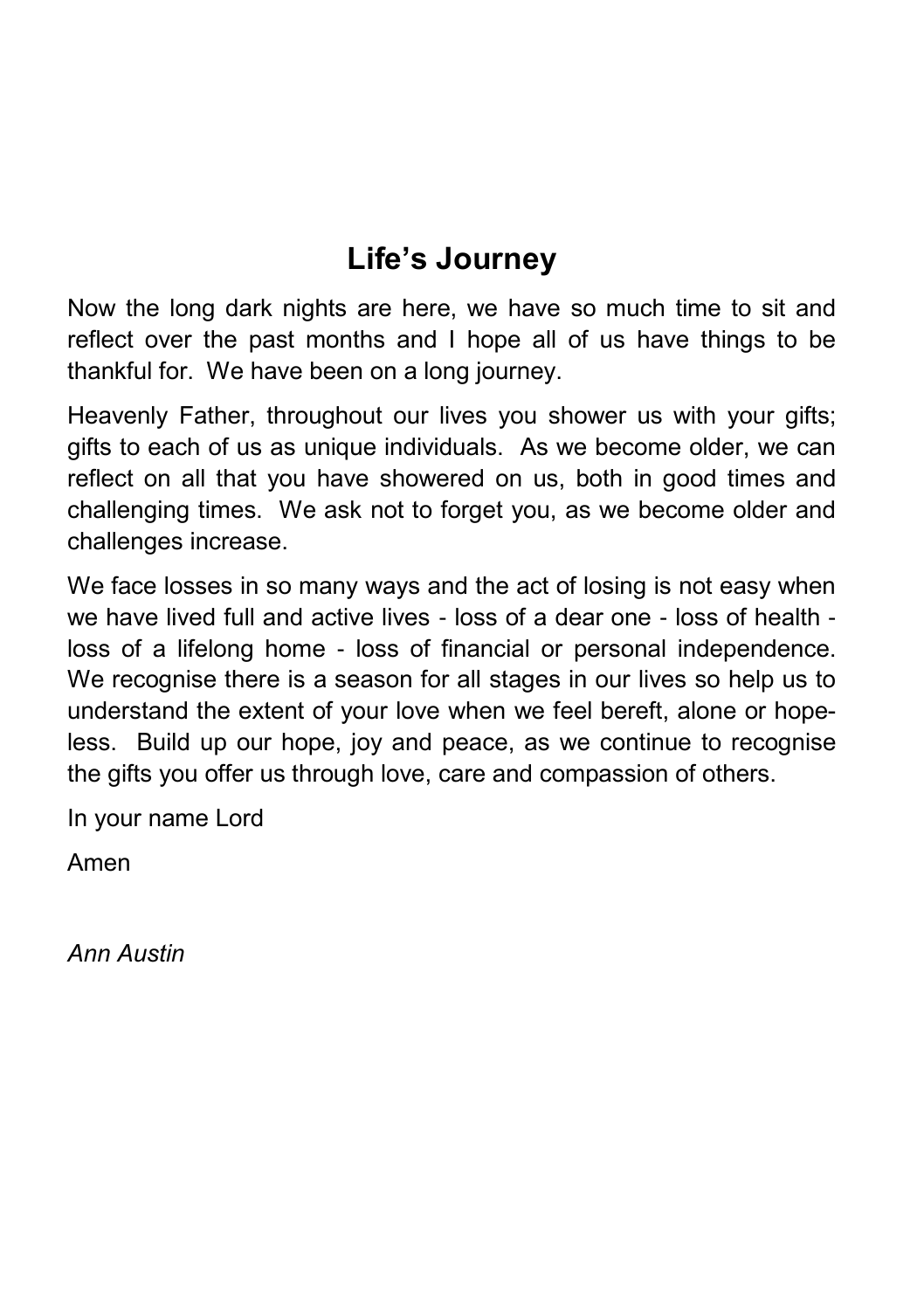## Life's Journey

Now the long dark nights are here, we have so much time to sit and reflect over the past months and I hope all of us have things to be thankful for. We have been on a long journey.

Heavenly Father, throughout our lives you shower us with your gifts; gifts to each of us as unique individuals. As we become older, we can reflect on all that you have showered on us, both in good times and challenging times. We ask not to forget you, as we become older and challenges increase.

We face losses in so many ways and the act of losing is not easy when we have lived full and active lives - loss of a dear one - loss of health - loss of a lifelong home - loss of financial or personal independence. We recognise there is a season for all stages in our lives so help us to understand the extent of your love when we feel bereft, alone or hopeless. Build up our hope, joy and peace, as we continue to recognise the gifts you offer us through love, care and compassion of others.

In your name Lord

Amen

*Ann Austin*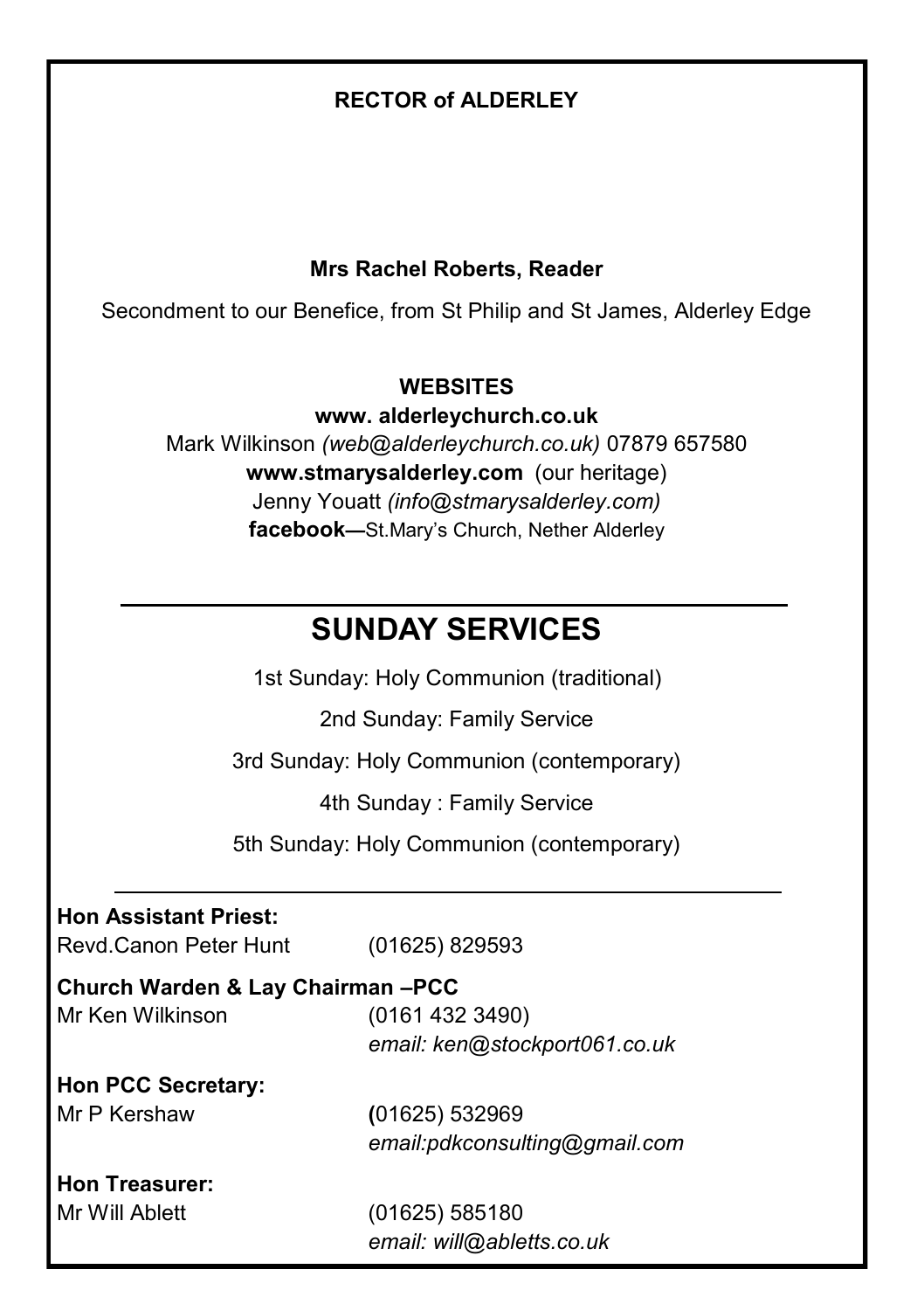**RECTOR of ALDERLEY**

**Mrs Rachel Roberts, Reader**

Secondment to our Benefice, from St Philip and St James, Alderley Edge

**WEBSITES**

**www. alderleychurch.co.uk**

Mark Wilkinson *(web@alderleychurch.co.uk)* 07879 657580

**www.stmarysalderley.com** (our heritage)

Jenny Youatt *(info@stmarysalderley.com)*

**facebook**—St.Mary's Church, Nether Alderley

---

## SUNDAY SERVICES

1st Sunday: Holy Communion (traditional)

2nd Sunday: Family Service

3rd Sunday: Holy Communion (contemporary)

4th Sunday : Family Service

5th Sunday: Holy Communion (contemporary)

---

**Hon Assistant Priest:**

Revd.Canon Peter Hunt (01625) 829593

**Church Warden & Lay Chairman –PCC**

Mr Ken Wilkinson (0161 432 3490)
*email: ken@stockport061.co.uk*

**Hon PCC Secretary:**

Mr P Kershaw (01625) 532969
*email:pdkconsulting@gmail.com*

**Hon Treasurer:**

Mr Will Ablett (01625) 585180
*email: will@abletts.co.uk*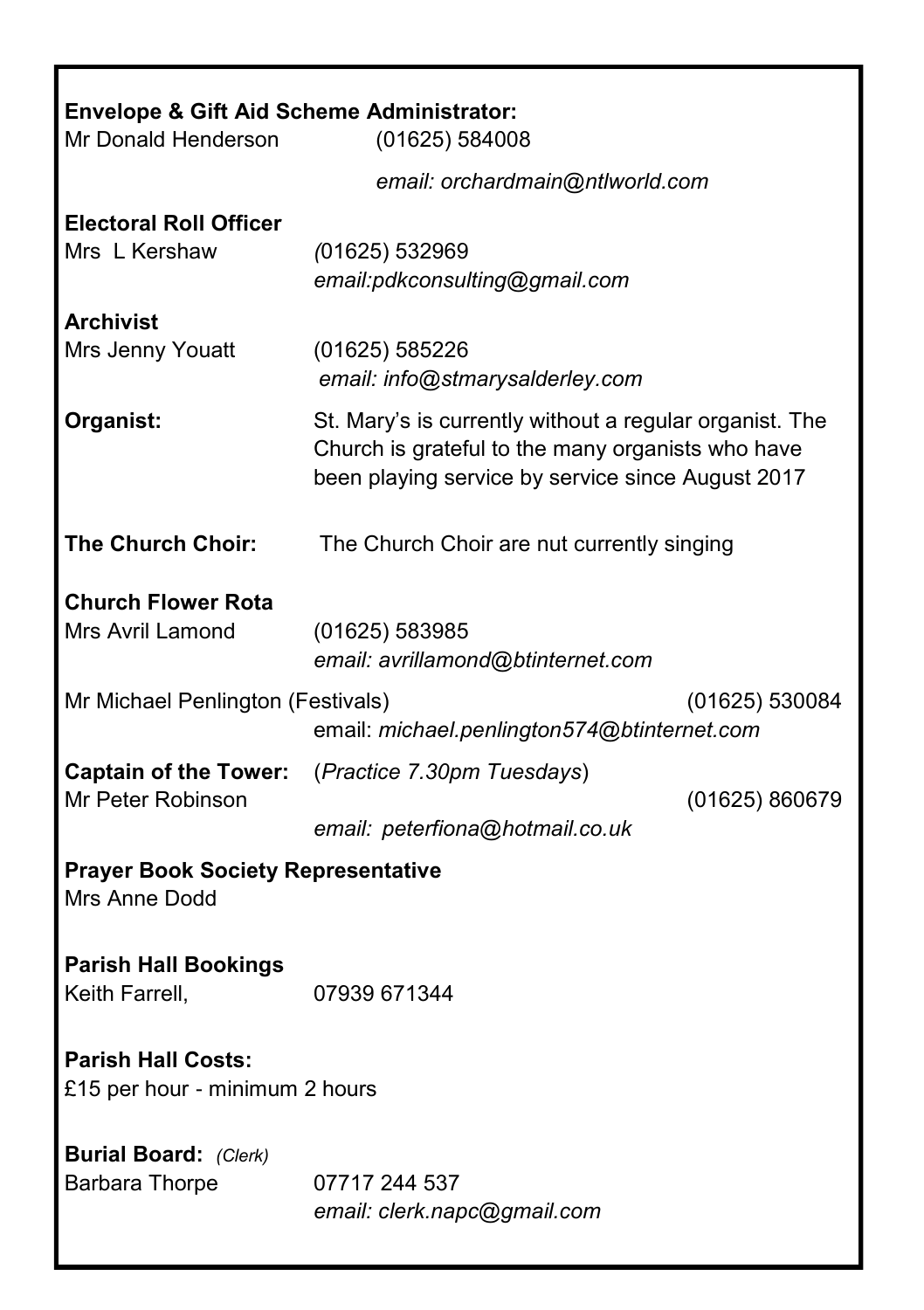**Envelope & Gift Aid Scheme Administrator:**
Mr Donald Henderson (01625) 584008
*email: orchardmain@ntlworld.com*

**Electoral Roll Officer**
Mrs L Kershaw *(*01625) 532969
*email:pdkconsulting@gmail.com*

**Archivist**
Mrs Jenny Youatt (01625) 585226
*email: info@stmarysalderley.com*

**Organist:** St. Mary's is currently without a regular organist. The Church is grateful to the many organists who have been playing service by service since August 2017

**The Church Choir:** The Church Choir are nut currently singing

**Church Flower Rota**
Mrs Avril Lamond (01625) 583985
*email: avrillamond@btinternet.com*

Mr Michael Penlington (Festivals) (01625) 530084
email: *michael.penlington574@btinternet.com*

**Captain of the Tower:** (*Practice 7.30pm Tuesdays*)
Mr Peter Robinson (01625) 860679
*email: peterfiona@hotmail.co.uk*

**Prayer Book Society Representative**
Mrs Anne Dodd

**Parish Hall Bookings**
Keith Farrell, 07939 671344

**Parish Hall Costs:**
£15 per hour - minimum 2 hours

**Burial Board:** *(Clerk)*
Barbara Thorpe 07717 244 537
*email: clerk.napc@gmail.com*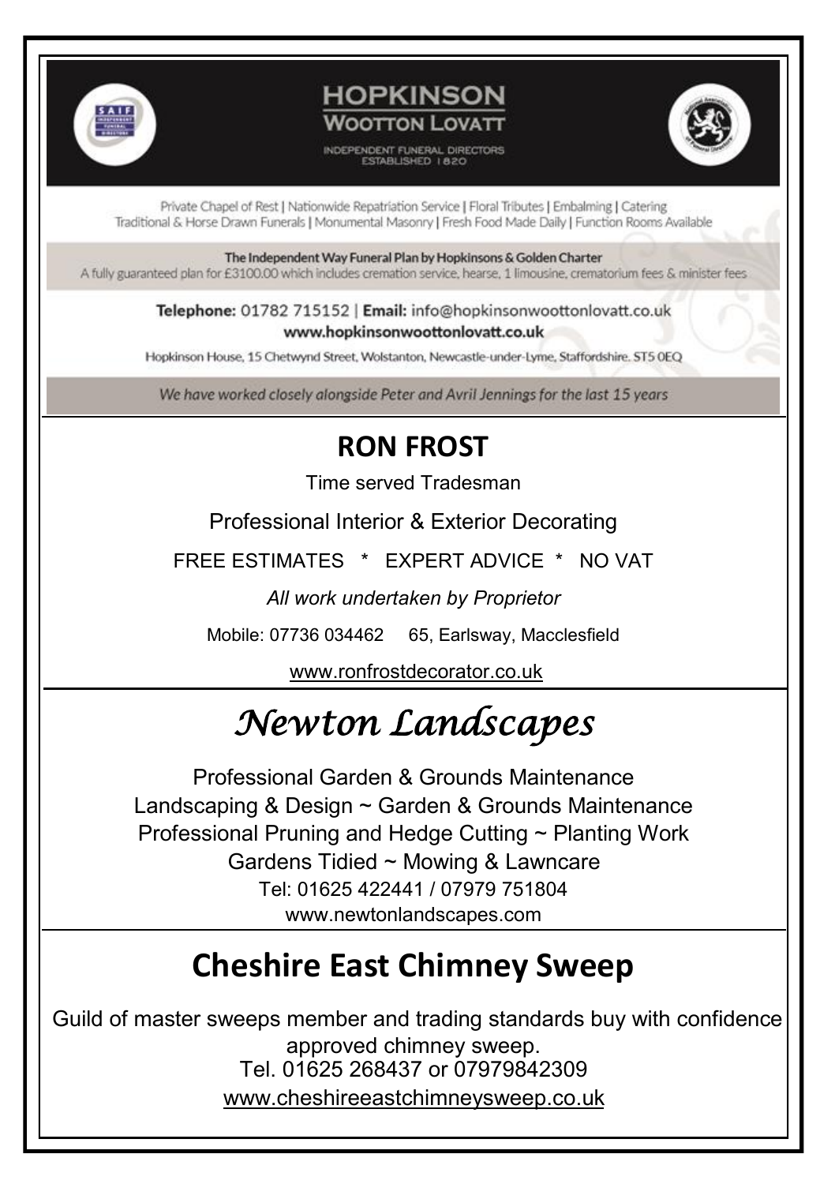## HOPKINSON WOOTTON LOVATT

INDEPENDENT FUNERAL DIRECTORS
ESTABLISHED 1820

Private Chapel of Rest | Nationwide Repatriation Service | Floral Tributes | Embalming | Catering
Traditional & Horse Drawn Funerals | Monumental Masonry | Fresh Food Made Daily | Function Rooms Available

**The Independent Way Funeral Plan by Hopkinsons & Golden Charter**
A fully guaranteed plan for £3100.00 which includes cremation service, hearse, 1 limousine, crematorium fees & minister fees

**Telephone:** 01782 715152 | **Email:** info@hopkinsonwoottonlovatt.co.uk
**www.hopkinsonwoottonlovatt.co.uk**

Hopkinson House, 15 Chetwynd Street, Wolstanton, Newcastle-under-Lyme, Staffordshire. ST5 0EQ

*We have worked closely alongside Peter and Avril Jennings for the last 15 years*

---

## RON FROST

Time served Tradesman

Professional Interior & Exterior Decorating

FREE ESTIMATES * EXPERT ADVICE * NO VAT

*All work undertaken by Proprietor*

Mobile: 07736 034462 65, Earlsway, Macclesfield

www.ronfrostdecorator.co.uk

---

# *Newton Landscapes*

Professional Garden & Grounds Maintenance
Landscaping & Design ~ Garden & Grounds Maintenance
Professional Pruning and Hedge Cutting ~ Planting Work
Gardens Tidied ~ Mowing & Lawncare
Tel: 01625 422441 / 07979 751804
www.newtonlandscapes.com

---

## Cheshire East Chimney Sweep

Guild of master sweeps member and trading standards buy with confidence approved chimney sweep.
Tel. 01625 268437 or 07979842309
www.cheshireeastchimneysweep.co.uk